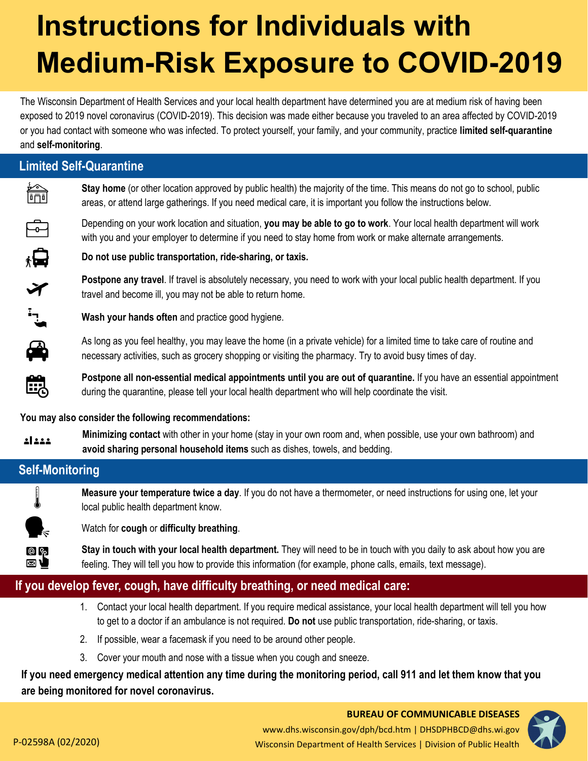# Instructions for Individuals with Medium-Risk Exposure to COVID-2019

The Wisconsin Department of Health Services and your local health department have determined you are at medium risk of having been exposed to 2019 novel coronavirus (COVID-2019). This decision was made either because you traveled to an area affected by COVID-2019 or you had contact with someone who was infected. To protect yourself, your family, and your community, practice **limited self-quarantine** and **self-monitoring**.

## Limited Self-Quarantine

**Stay home** (or other location approved by public health) the majority of the time. This means do not go to school, public areas, or attend large gatherings. If you need medical care, it is important you follow the instructions below.

Depending on your work location and situation, **you may be able to go to work**. Your local health department will work with you and your employer to determine if you need to stay home from work or make alternate arrangements.

**Do not use public transportation, ride-sharing, or taxis.**

**Postpone any travel**. If travel is absolutely necessary, you need to work with your local public health department. If you travel and become ill, you may not be able to return home.

**Wash your hands often** and practice good hygiene.

As long as you feel healthy, you may leave the home (in a private vehicle) for a limited time to take care of routine and necessary activities, such as grocery shopping or visiting the pharmacy. Try to avoid busy times of day.

**Postpone all non-essential medical appointments until you are out of quarantine.** If you have an essential appointment during the quarantine, please tell your local health department who will help coordinate the visit.

**You may also consider the following recommendations:**

**Minimizing contact** with other in your home (stay in your own room and, when possible, use your own bathroom) and **avoid sharing personal household items** such as dishes, towels, and bedding.

## Self-Monitoring

**Measure your temperature twice a day**. If you do not have a thermometer, or need instructions for using one, let your local public health department know.

Watch for **cough** or **difficulty breathing**.

**Stay in touch with your local health department.** They will need to be in touch with you daily to ask about how you are feeling. They will tell you how to provide this information (for example, phone calls, emails, text message).

## If you develop fever, cough, have difficulty breathing, or need medical care:

1. Contact your local health department. If you require medical assistance, your local health department will tell you how to get to a doctor if an ambulance is not required. **Do not** use public transportation, ride-sharing, or taxis.
2. If possible, wear a facemask if you need to be around other people.
3. Cover your mouth and nose with a tissue when you cough and sneeze.

**If you need emergency medical attention any time during the monitoring period, call 911 and let them know that you are being monitored for novel coronavirus.**

**BUREAU OF COMMUNICABLE DISEASES**
www.dhs.wisconsin.gov/dph/bcd.htm | DHSDPHBCD@dhs.wi.gov
Wisconsin Department of Health Services | Division of Public Health

P-02598A (02/2020)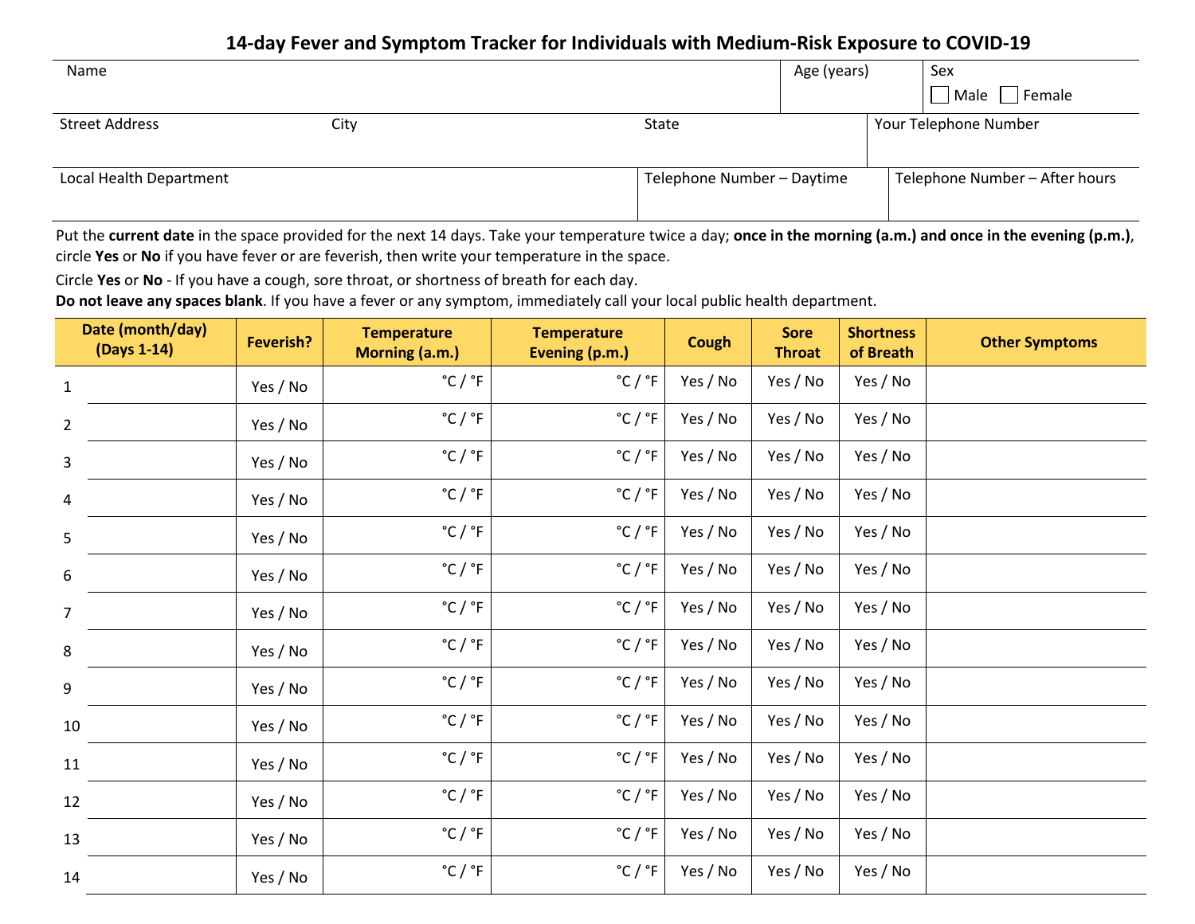# 14-day Fever and Symptom Tracker for Individuals with Medium-Risk Exposure to COVID-19

| Name | Age (years) | Sex ☐ Male ☐ Female |
|---|---|---|
| | | |

| Street Address | City | State | Your Telephone Number |
|---|---|---|---|
| | | | |

| Local Health Department | Telephone Number – Daytime | Telephone Number – After hours |
|---|---|---|
| | | |

Put the **current date** in the space provided for the next 14 days. Take your temperature twice a day; **once in the morning (a.m.) and once in the evening (p.m.)**, circle **Yes** or **No** if you have fever or are feverish, then write your temperature in the space.

Circle **Yes** or **No** - If you have a cough, sore throat, or shortness of breath for each day.

**Do not leave any spaces blank**. If you have a fever or any symptom, immediately call your local public health department.

| Date (month/day) (Days 1-14) | Feverish? | Temperature Morning (a.m.) | Temperature Evening (p.m.) | Cough | Sore Throat | Shortness of Breath | Other Symptoms |
|---|---|---|---|---|---|---|---|
| 1 | Yes / No | °C / °F | °C / °F | Yes / No | Yes / No | Yes / No | |
| 2 | Yes / No | °C / °F | °C / °F | Yes / No | Yes / No | Yes / No | |
| 3 | Yes / No | °C / °F | °C / °F | Yes / No | Yes / No | Yes / No | |
| 4 | Yes / No | °C / °F | °C / °F | Yes / No | Yes / No | Yes / No | |
| 5 | Yes / No | °C / °F | °C / °F | Yes / No | Yes / No | Yes / No | |
| 6 | Yes / No | °C / °F | °C / °F | Yes / No | Yes / No | Yes / No | |
| 7 | Yes / No | °C / °F | °C / °F | Yes / No | Yes / No | Yes / No | |
| 8 | Yes / No | °C / °F | °C / °F | Yes / No | Yes / No | Yes / No | |
| 9 | Yes / No | °C / °F | °C / °F | Yes / No | Yes / No | Yes / No | |
| 10 | Yes / No | °C / °F | °C / °F | Yes / No | Yes / No | Yes / No | |
| 11 | Yes / No | °C / °F | °C / °F | Yes / No | Yes / No | Yes / No | |
| 12 | Yes / No | °C / °F | °C / °F | Yes / No | Yes / No | Yes / No | |
| 13 | Yes / No | °C / °F | °C / °F | Yes / No | Yes / No | Yes / No | |
| 14 | Yes / No | °C / °F | °C / °F | Yes / No | Yes / No | Yes / No | |